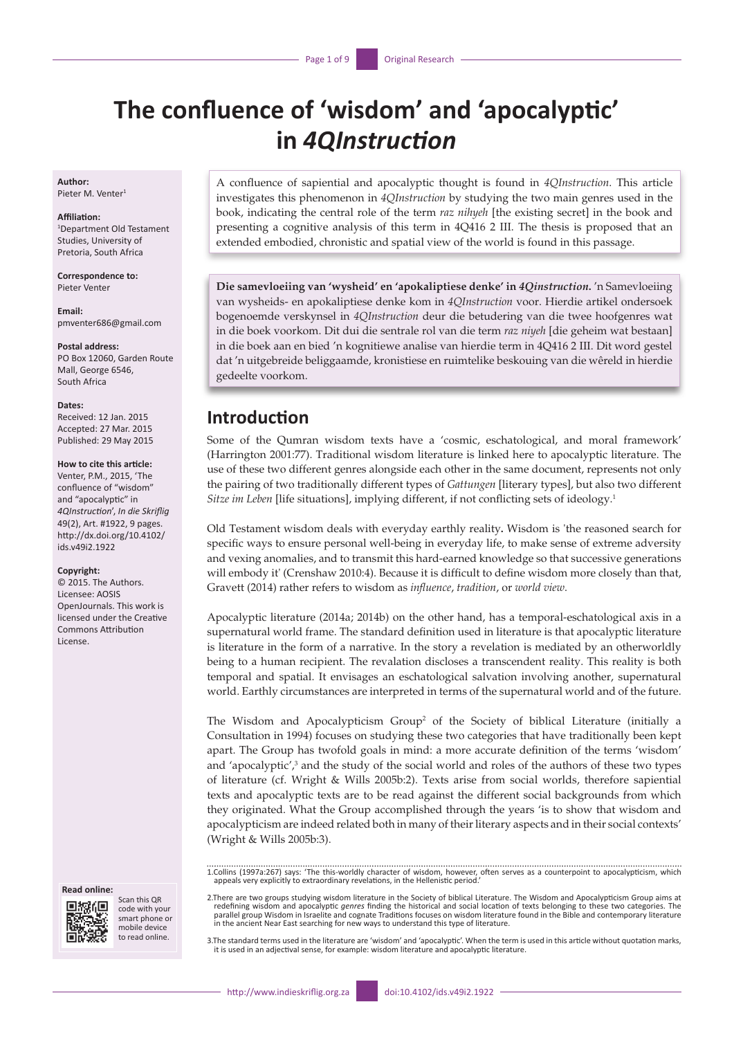# The confluence of 'wisdom' and 'apocalyptic' in *4QInstruction*

**Author:**
Pieter M. Venter[1]

**Affiliation:**
[1]Department Old Testament Studies, University of Pretoria, South Africa

**Correspondence to:**
Pieter Venter

**Email:**
pmventer686@gmail.com

**Postal address:**
PO Box 12060, Garden Route Mall, George 6546, South Africa

**Dates:**
Received: 12 Jan. 2015
Accepted: 27 Mar. 2015
Published: 29 May 2015

**How to cite this article:**
Venter, P.M., 2015, 'The confluence of "wisdom" and "apocalyptic" in *4QInstruction*', *In die Skriflig* 49(2), Art. #1922, 9 pages. http://dx.doi.org/10.4102/ids.v49i2.1922

**Copyright:**
© 2015. The Authors. Licensee: AOSIS OpenJournals. This work is licensed under the Creative Commons Attribution License.

**Read online:**
Scan this QR code with your smart phone or mobile device to read online.

A confluence of sapiential and apocalyptic thought is found in *4QInstruction*. This article investigates this phenomenon in *4QInstruction* by studying the two main genres used in the book, indicating the central role of the term *raz nihyeh* [the existing secret] in the book and presenting a cognitive analysis of this term in 4Q416 2 III. The thesis is proposed that an extended embodied, chronistic and spatial view of the world is found in this passage.

**Die samevloeiing van 'wysheid' en 'apokaliptiese denke' in *4Qinstruction*.** 'n Samevloeiing van wysheids- en apokaliptiese denke kom in *4QInstruction* voor. Hierdie artikel ondersoek bogenoemde verskynsel in *4QInstruction* deur die betudering van die twee hoofgenres wat in die boek voorkom. Dit dui die sentrale rol van die term *raz niyeh* [die geheim wat bestaan] in die boek aan en bied 'n kognitiewe analise van hierdie term in 4Q416 2 III. Dit word gestel dat 'n uitgebreide beliggaamde, kronistiese en ruimtelike beskouing van die wêreld in hierdie gedeelte voorkom.

## Introduction

Some of the Qumran wisdom texts have a 'cosmic, eschatological, and moral framework' (Harrington 2001:77). Traditional wisdom literature is linked here to apocalyptic literature. The use of these two different genres alongside each other in the same document, represents not only the pairing of two traditionally different types of *Gattungen* [literary types], but also two different *Sitze im Leben* [life situations], implying different, if not conflicting sets of ideology.[1]

Old Testament wisdom deals with everyday earthly reality**.** Wisdom is 'the reasoned search for specific ways to ensure personal well-being in everyday life, to make sense of extreme adversity and vexing anomalies, and to transmit this hard-earned knowledge so that successive generations will embody it' (Crenshaw 2010:4). Because it is difficult to define wisdom more closely than that, Gravett (2014) rather refers to wisdom as *influence*, *tradition*, or *world view*.

Apocalyptic literature (2014a; 2014b) on the other hand, has a temporal-eschatological axis in a supernatural world frame. The standard definition used in literature is that apocalyptic literature is literature in the form of a narrative. In the story a revelation is mediated by an otherworldly being to a human recipient. The revelation discloses a transcendent reality. This reality is both temporal and spatial. It envisages an eschatological salvation involving another, supernatural world. Earthly circumstances are interpreted in terms of the supernatural world and of the future.

The Wisdom and Apocalypticism Group[2] of the Society of biblical Literature (initially a Consultation in 1994) focuses on studying these two categories that have traditionally been kept apart. The Group has twofold goals in mind: a more accurate definition of the terms 'wisdom' and 'apocalyptic',[3] and the study of the social world and roles of the authors of these two types of literature (cf. Wright & Wills 2005b:2). Texts arise from social worlds, therefore sapiential texts and apocalyptic texts are to be read against the different social backgrounds from which they originated. What the Group accomplished through the years 'is to show that wisdom and apocalypticism are indeed related both in many of their literary aspects and in their social contexts' (Wright & Wills 2005b:3).

1.Collins (1997a:267) says: 'The this-worldly character of wisdom, however, often serves as a counterpoint to apocalypticism, which appeals very explicitly to extraordinary revelations, in the Hellenistic period.'

2.There are two groups studying wisdom literature in the Society of biblical Literature. The Wisdom and Apocalypticism Group aims at redefining wisdom and apocalyptic *genres* finding the historical and social location of texts belonging to these two categories. The parallel group Wisdom in Israelite and cognate Traditions focuses on wisdom literature found in the Bible and contemporary literature in the ancient Near East searching for new ways to understand this type of literature.

3.The standard terms used in the literature are 'wisdom' and 'apocalyptic'. When the term is used in this article without quotation marks, it is used in an adjectival sense, for example: wisdom literature and apocalyptic literature.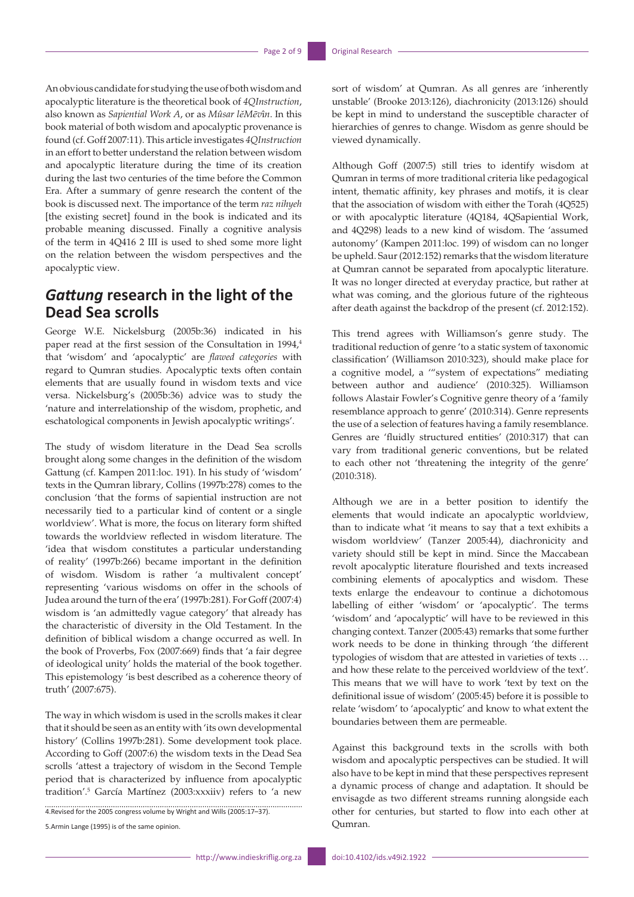An obvious candidate for studying the use of both wisdom and apocalyptic literature is the theoretical book of *4QInstruction*, also known as *Sapiential Work A*, or as *Mûsar lĕMēvîn*. In this book material of both wisdom and apocalyptic provenance is found (cf. Goff 2007:11). This article investigates *4QInstruction* in an effort to better understand the relation between wisdom and apocalyptic literature during the time of its creation during the last two centuries of the time before the Common Era. After a summary of genre research the content of the book is discussed next. The importance of the term *raz nihyeh* [the existing secret] found in the book is indicated and its probable meaning discussed. Finally a cognitive analysis of the term in 4Q416 2 III is used to shed some more light on the relation between the wisdom perspectives and the apocalyptic view.

## *Gattung* research in the light of the Dead Sea scrolls

George W.E. Nickelsburg (2005b:36) indicated in his paper read at the first session of the Consultation in 1994,[4] that 'wisdom' and 'apocalyptic' are *flawed categories* with regard to Qumran studies. Apocalyptic texts often contain elements that are usually found in wisdom texts and vice versa. Nickelsburg's (2005b:36) advice was to study the 'nature and interrelationship of the wisdom, prophetic, and eschatological components in Jewish apocalyptic writings'.

The study of wisdom literature in the Dead Sea scrolls brought along some changes in the definition of the wisdom Gattung (cf. Kampen 2011:loc. 191). In his study of 'wisdom' texts in the Qumran library, Collins (1997b:278) comes to the conclusion 'that the forms of sapiential instruction are not necessarily tied to a particular kind of content or a single worldview'. What is more, the focus on literary form shifted towards the worldview reflected in wisdom literature. The 'idea that wisdom constitutes a particular understanding of reality' (1997b:266) became important in the definition of wisdom. Wisdom is rather 'a multivalent concept' representing 'various wisdoms on offer in the schools of Judea around the turn of the era' (1997b:281). For Goff (2007:4) wisdom is 'an admittedly vague category' that already has the characteristic of diversity in the Old Testament. In the definition of biblical wisdom a change occurred as well. In the book of Proverbs, Fox (2007:669) finds that 'a fair degree of ideological unity' holds the material of the book together. This epistemology 'is best described as a coherence theory of truth' (2007:675).

The way in which wisdom is used in the scrolls makes it clear that it should be seen as an entity with 'its own developmental history' (Collins 1997b:281). Some development took place. According to Goff (2007:6) the wisdom texts in the Dead Sea scrolls 'attest a trajectory of wisdom in the Second Temple period that is characterized by influence from apocalyptic tradition'.[5] García Martínez (2003:xxxiv) refers to 'a new sort of wisdom' at Qumran. As all genres are 'inherently unstable' (Brooke 2013:126), diachronicity (2013:126) should be kept in mind to understand the susceptible character of hierarchies of genres to change. Wisdom as genre should be viewed dynamically.

Although Goff (2007:5) still tries to identify wisdom at Qumran in terms of more traditional criteria like pedagogical intent, thematic affinity, key phrases and motifs, it is clear that the association of wisdom with either the Torah (4Q525) or with apocalyptic literature (4Q184, 4QSapiential Work, and 4Q298) leads to a new kind of wisdom. The 'assumed autonomy' (Kampen 2011:loc. 199) of wisdom can no longer be upheld. Saur (2012:152) remarks that the wisdom literature at Qumran cannot be separated from apocalyptic literature. It was no longer directed at everyday practice, but rather at what was coming, and the glorious future of the righteous after death against the backdrop of the present (cf. 2012:152).

This trend agrees with Williamson's genre study. The traditional reduction of genre 'to a static system of taxonomic classification' (Williamson 2010:323), should make place for a cognitive model, a '"system of expectations" mediating between author and audience' (2010:325). Williamson follows Alastair Fowler's Cognitive genre theory of a 'family resemblance approach to genre' (2010:314). Genre represents the use of a selection of features having a family resemblance. Genres are 'fluidly structured entities' (2010:317) that can vary from traditional generic conventions, but be related to each other not 'threatening the integrity of the genre' (2010:318).

Although we are in a better position to identify the elements that would indicate an apocalyptic worldview, than to indicate what 'it means to say that a text exhibits a wisdom worldview' (Tanzer 2005:44), diachronicity and variety should still be kept in mind. Since the Maccabean revolt apocalyptic literature flourished and texts increased combining elements of apocalyptics and wisdom. These texts enlarge the endeavour to continue a dichotomous labelling of either 'wisdom' or 'apocalyptic'. The terms 'wisdom' and 'apocalyptic' will have to be reviewed in this changing context. Tanzer (2005:43) remarks that some further work needs to be done in thinking through 'the different typologies of wisdom that are attested in varieties of texts … and how these relate to the perceived worldview of the text'. This means that we will have to work 'text by text on the definitional issue of wisdom' (2005:45) before it is possible to relate 'wisdom' to 'apocalyptic' and know to what extent the boundaries between them are permeable.

Against this background texts in the scrolls with both wisdom and apocalyptic perspectives can be studied. It will also have to be kept in mind that these perspectives represent a dynamic process of change and adaptation. It should be envisagde as two different streams running alongside each other for centuries, but started to flow into each other at Qumran.

4. Revised for the 2005 congress volume by Wright and Wills (2005:17–37).

5. Armin Lange (1995) is of the same opinion.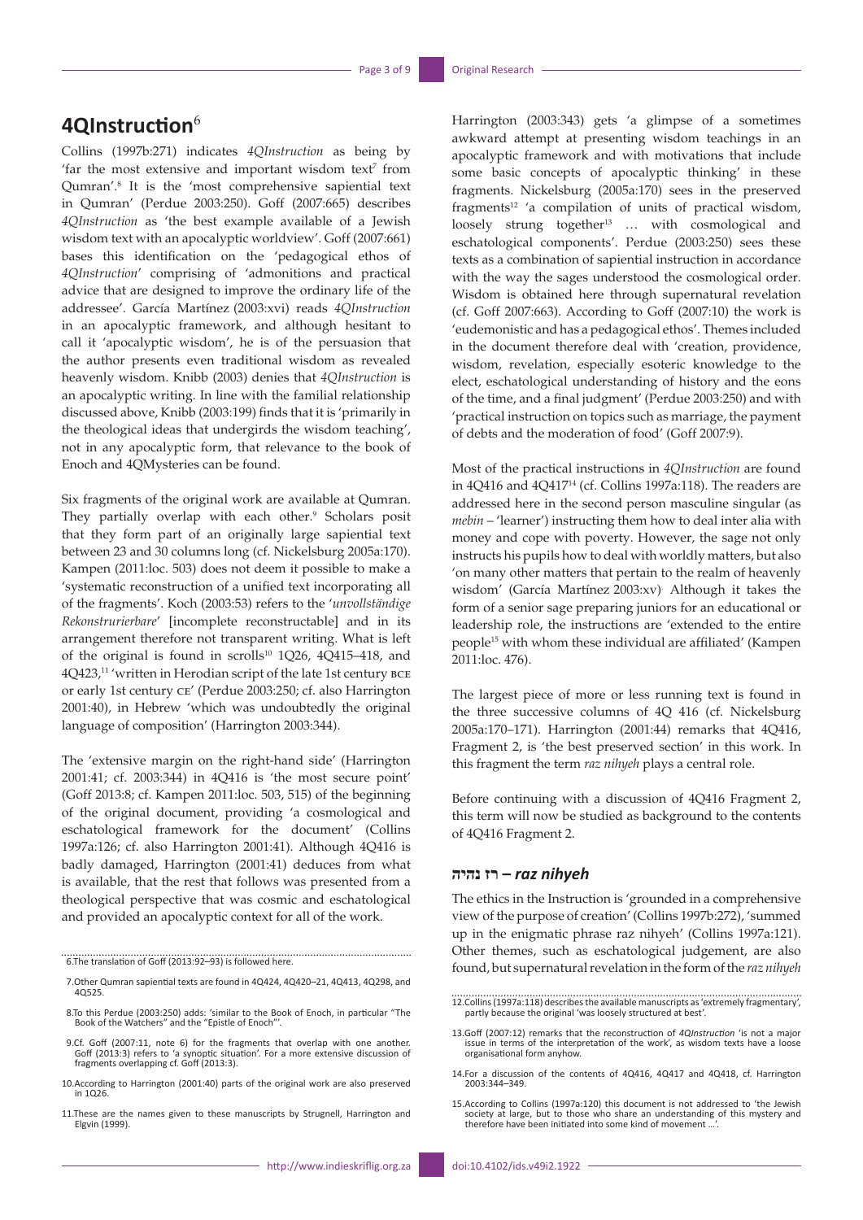## 4QInstruction[6]

Collins (1997b:271) indicates *4QInstruction* as being by 'far the most extensive and important wisdom text[7] from Qumran'.[8] It is the 'most comprehensive sapiential text in Qumran' (Perdue 2003:250). Goff (2007:665) describes *4QInstruction* as 'the best example available of a Jewish wisdom text with an apocalyptic worldview'. Goff (2007:661) bases this identification on the 'pedagogical ethos of *4QInstruction*' comprising of 'admonitions and practical advice that are designed to improve the ordinary life of the addressee'. García Martínez (2003:xvi) reads *4QInstruction* in an apocalyptic framework, and although hesitant to call it 'apocalyptic wisdom', he is of the persuasion that the author presents even traditional wisdom as revealed heavenly wisdom. Knibb (2003) denies that *4QInstruction* is an apocalyptic writing. In line with the familial relationship discussed above, Knibb (2003:199) finds that it is 'primarily in the theological ideas that undergirds the wisdom teaching', not in any apocalyptic form, that relevance to the book of Enoch and 4QMysteries can be found.

Six fragments of the original work are available at Qumran. They partially overlap with each other.[9] Scholars posit that they form part of an originally large sapiential text between 23 and 30 columns long (cf. Nickelsburg 2005a:170). Kampen (2011:loc. 503) does not deem it possible to make a 'systematic reconstruction of a unified text incorporating all of the fragments'. Koch (2003:53) refers to the '*unvollständige Rekonstrurierbare*' [incomplete reconstructable] and in its arrangement therefore not transparent writing. What is left of the original is found in scrolls[10] 1Q26, 4Q415–418, and 4Q423,[11] 'written in Herodian script of the late 1st century BCE or early 1st century CE' (Perdue 2003:250; cf. also Harrington 2001:40), in Hebrew 'which was undoubtedly the original language of composition' (Harrington 2003:344).

The 'extensive margin on the right-hand side' (Harrington 2001:41; cf. 2003:344) in 4Q416 is 'the most secure point' (Goff 2013:8; cf. Kampen 2011:loc. 503, 515) of the beginning of the original document, providing 'a cosmological and eschatological framework for the document' (Collins 1997a:126; cf. also Harrington 2001:41). Although 4Q416 is badly damaged, Harrington (2001:41) deduces from what is available, that the rest that follows was presented from a theological perspective that was cosmic and eschatological and provided an apocalyptic context for all of the work.

Harrington (2003:343) gets 'a glimpse of a sometimes awkward attempt at presenting wisdom teachings in an apocalyptic framework and with motivations that include some basic concepts of apocalyptic thinking' in these fragments. Nickelsburg (2005a:170) sees in the preserved fragments[12] 'a compilation of units of practical wisdom, loosely strung together[13] … with cosmological and eschatological components'. Perdue (2003:250) sees these texts as a combination of sapiential instruction in accordance with the way the sages understood the cosmological order. Wisdom is obtained here through supernatural revelation (cf. Goff 2007:663). According to Goff (2007:10) the work is 'eudemonistic and has a pedagogical ethos'. Themes included in the document therefore deal with 'creation, providence, wisdom, revelation, especially esoteric knowledge to the elect, eschatological understanding of history and the eons of the time, and a final judgment' (Perdue 2003:250) and with 'practical instruction on topics such as marriage, the payment of debts and the moderation of food' (Goff 2007:9).

Most of the practical instructions in *4QInstruction* are found in 4Q416 and 4Q417[14] (cf. Collins 1997a:118). The readers are addressed here in the second person masculine singular (as *mebin* – 'learner') instructing them how to deal inter alia with money and cope with poverty. However, the sage not only instructs his pupils how to deal with worldly matters, but also 'on many other matters that pertain to the realm of heavenly wisdom' (García Martínez 2003:xv). Although it takes the form of a senior sage preparing juniors for an educational or leadership role, the instructions are 'extended to the entire people[15] with whom these individual are affiliated' (Kampen 2011:loc. 476).

The largest piece of more or less running text is found in the three successive columns of 4Q 416 (cf. Nickelsburg 2005a:170–171). Harrington (2001:44) remarks that 4Q416, Fragment 2, is 'the best preserved section' in this work. In this fragment the term *raz nihyeh* plays a central role.

Before continuing with a discussion of 4Q416 Fragment 2, this term will now be studied as background to the contents of 4Q416 Fragment 2.

### רז נהיה – *raz nihyeh*

The ethics in the Instruction is 'grounded in a comprehensive view of the purpose of creation' (Collins 1997b:272), 'summed up in the enigmatic phrase raz nihyeh' (Collins 1997a:121). Other themes, such as eschatological judgement, are also found, but supernatural revelation in the form of the *raz nihyeh*

6.The translation of Goff (2013:92–93) is followed here.

7.Other Qumran sapiential texts are found in 4Q424, 4Q420–21, 4Q413, 4Q298, and 4Q525.

8.To this Perdue (2003:250) adds: 'similar to the Book of Enoch, in particular "The Book of the Watchers" and the "Epistle of Enoch"'.

9.Cf. Goff (2007:11, note 6) for the fragments that overlap with one another. Goff (2013:3) refers to 'a synoptic situation'. For a more extensive discussion of fragments overlapping cf. Goff (2013:3).

10.According to Harrington (2001:40) parts of the original work are also preserved in 1Q26.

11.These are the names given to these manuscripts by Strugnell, Harrington and Elgvin (1999).

12.Collins (1997a:118) describes the available manuscripts as 'extremely fragmentary', partly because the original 'was loosely structured at best'.

13.Goff (2007:12) remarks that the reconstruction of *4QInstruction* 'is not a major issue in terms of the interpretation of the work', as wisdom texts have a loose organisational form anyhow.

14.For a discussion of the contents of 4Q416, 4Q417 and 4Q418, cf. Harrington 2003:344–349.

15.According to Collins (1997a:120) this document is not addressed to 'the Jewish society at large, but to those who share an understanding of this mystery and therefore have been initiated into some kind of movement ...'.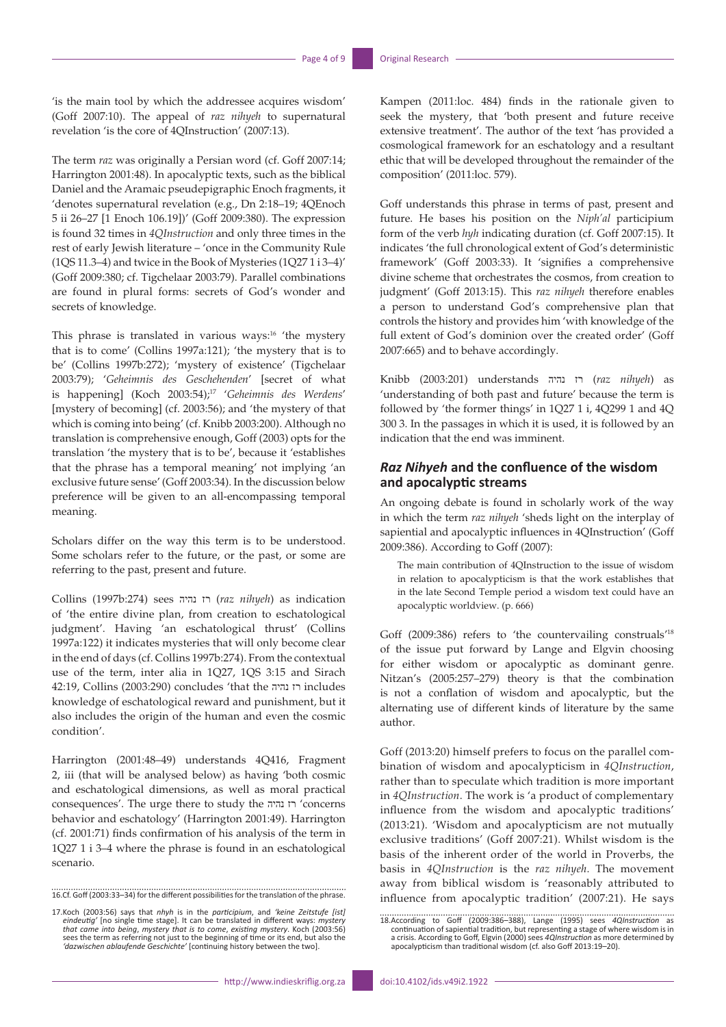'is the main tool by which the addressee acquires wisdom' (Goff 2007:10). The appeal of *raz nihyeh* to supernatural revelation 'is the core of 4QInstruction' (2007:13).

The term *raz* was originally a Persian word (cf. Goff 2007:14; Harrington 2001:48). In apocalyptic texts, such as the biblical Daniel and the Aramaic pseudepigraphic Enoch fragments, it 'denotes supernatural revelation (e.g., Dn 2:18–19; 4QEnoch 5 ii 26–27 [1 Enoch 106.19])' (Goff 2009:380). The expression is found 32 times in *4QInstruction* and only three times in the rest of early Jewish literature – 'once in the Community Rule (1QS 11.3–4) and twice in the Book of Mysteries (1Q27 1 i 3–4)' (Goff 2009:380; cf. Tigchelaar 2003:79). Parallel combinations are found in plural forms: secrets of God's wonder and secrets of knowledge.

This phrase is translated in various ways:[16] 'the mystery that is to come' (Collins 1997a:121); 'the mystery that is to be' (Collins 1997b:272); 'mystery of existence' (Tigchelaar 2003:79); '*Geheimnis des Geschehenden*' [secret of what is happening] (Koch 2003:54);[17] '*Geheimnis des Werdens*' [mystery of becoming] (cf. 2003:56); and 'the mystery of that which is coming into being' (cf. Knibb 2003:200). Although no translation is comprehensive enough, Goff (2003) opts for the translation 'the mystery that is to be', because it 'establishes that the phrase has a temporal meaning' not implying 'an exclusive future sense' (Goff 2003:34). In the discussion below preference will be given to an all-encompassing temporal meaning.

Scholars differ on the way this term is to be understood. Some scholars refer to the future, or the past, or some are referring to the past, present and future.

Collins (1997b:274) sees רז נהיה (*raz nihyeh*) as indication of 'the entire divine plan, from creation to eschatological judgment'. Having 'an eschatological thrust' (Collins 1997a:122) it indicates mysteries that will only become clear in the end of days (cf. Collins 1997b:274). From the contextual use of the term, inter alia in 1Q27, 1QS 3:15 and Sirach 42:19, Collins (2003:290) concludes 'that the רז נהיה includes knowledge of eschatological reward and punishment, but it also includes the origin of the human and even the cosmic condition'.

Harrington (2001:48–49) understands 4Q416, Fragment 2, iii (that will be analysed below) as having 'both cosmic and eschatological dimensions, as well as moral practical consequences'. The urge there to study the רז נהיה 'concerns behavior and eschatology' (Harrington 2001:49). Harrington (cf. 2001:71) finds confirmation of his analysis of the term in 1Q27 1 i 3–4 where the phrase is found in an eschatological scenario.

Kampen (2011:loc. 484) finds in the rationale given to seek the mystery, that 'both present and future receive extensive treatment'. The author of the text 'has provided a cosmological framework for an eschatology and a resultant ethic that will be developed throughout the remainder of the composition' (2011:loc. 579).

Goff understands this phrase in terms of past, present and future. He bases his position on the *Niph'al* participium form of the verb *hyh* indicating duration (cf. Goff 2007:15). It indicates 'the full chronological extent of God's deterministic framework' (Goff 2003:33). It 'signifies a comprehensive divine scheme that orchestrates the cosmos, from creation to judgment' (Goff 2013:15). This *raz nihyeh* therefore enables a person to understand God's comprehensive plan that controls the history and provides him 'with knowledge of the full extent of God's dominion over the created order' (Goff 2007:665) and to behave accordingly.

Knibb (2003:201) understands רז נהיה (*raz nihyeh*) as 'understanding of both past and future' because the term is followed by 'the former things' in 1Q27 1 i, 4Q299 1 and 4Q 300 3. In the passages in which it is used, it is followed by an indication that the end was imminent.

## *Raz Nihyeh* and the confluence of the wisdom and apocalyptic streams

An ongoing debate is found in scholarly work of the way in which the term *raz nihyeh* 'sheds light on the interplay of sapiential and apocalyptic influences in 4QInstruction' (Goff 2009:386). According to Goff (2007):

> The main contribution of 4QInstruction to the issue of wisdom in relation to apocalypticism is that the work establishes that in the late Second Temple period a wisdom text could have an apocalyptic worldview. (p. 666)

Goff (2009:386) refers to 'the countervailing construals'[18] of the issue put forward by Lange and Elgvin choosing for either wisdom or apocalyptic as dominant genre. Nitzan's (2005:257–279) theory is that the combination is not a conflation of wisdom and apocalyptic, but the alternating use of different kinds of literature by the same author.

Goff (2013:20) himself prefers to focus on the parallel combination of wisdom and apocalypticism in *4QInstruction*, rather than to speculate which tradition is more important in *4QInstruction*. The work is 'a product of complementary influence from the wisdom and apocalyptic traditions' (2013:21). 'Wisdom and apocalypticism are not mutually exclusive traditions' (Goff 2007:21). Whilst wisdom is the basis of the inherent order of the world in Proverbs, the basis in *4QInstruction* is the *raz nihyeh*. The movement away from biblical wisdom is 'reasonably attributed to influence from apocalyptic tradition' (2007:21). He says

16. Cf. Goff (2003:33–34) for the different possibilities for the translation of the phrase.

17. Koch (2003:56) says that *nhyh* is in the *participium*, and *'keine Zeitsufe [ist] eindeutig'* [no single time stage]. It can be translated in different ways: *mystery that come into being*, *mystery that is to come*, *existing mystery*. Koch (2003:56) sees the term as referring not just to the beginning of time or its end, but also the *'dazwischen ablaufende Geschichte'* [continuing history between the two].

18. According to Goff (2009:386–388), Lange (1995) sees *4QInstruction* as continuation of sapiential tradition, but representing a stage of where wisdom is in a crisis. According to Goff, Elgvin (2000) sees *4QInstruction* as more determined by apocalypticism than traditional wisdom (cf. also Goff 2013:19–20).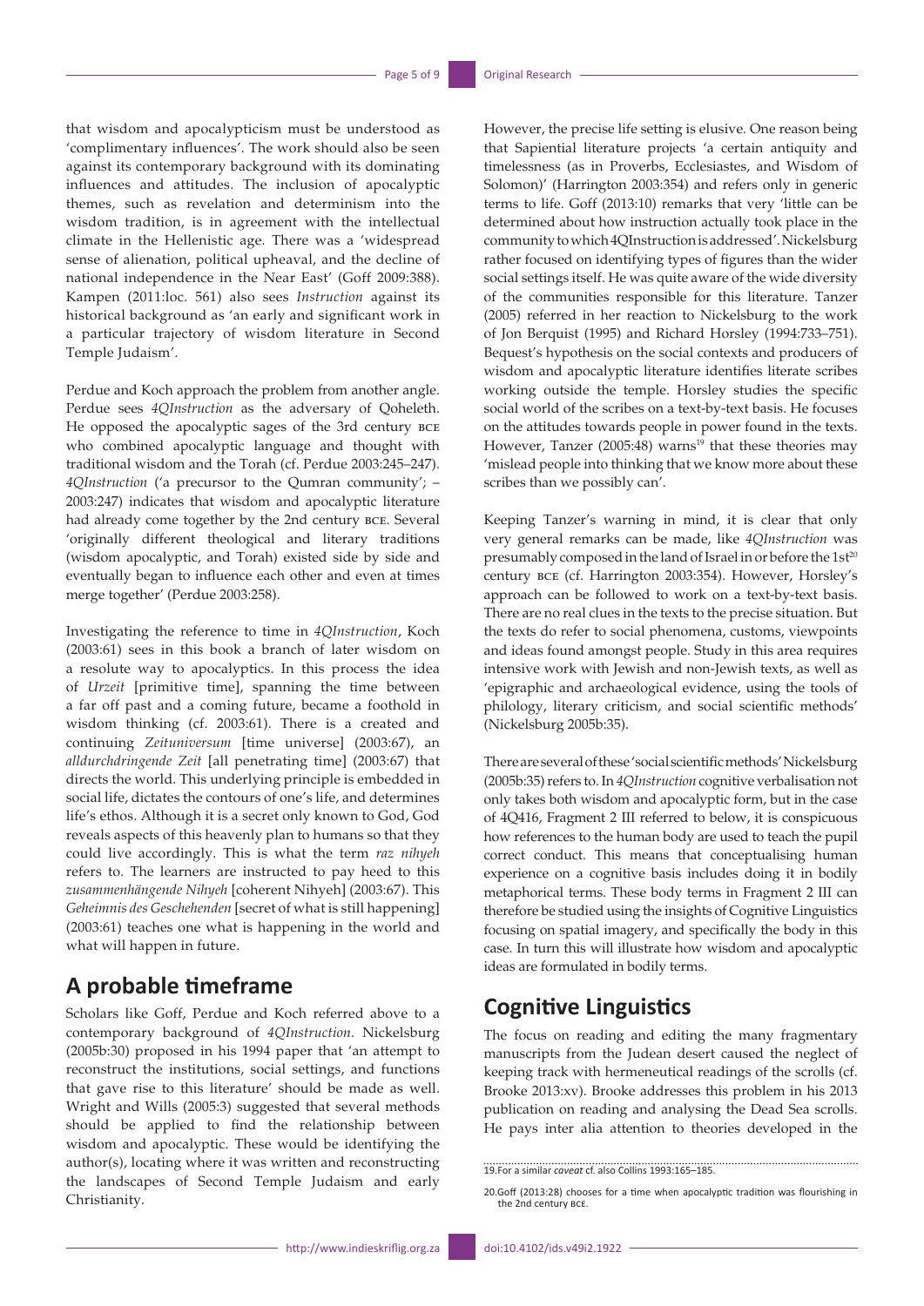that wisdom and apocalypticism must be understood as 'complimentary influences'. The work should also be seen against its contemporary background with its dominating influences and attitudes. The inclusion of apocalyptic themes, such as revelation and determinism into the wisdom tradition, is in agreement with the intellectual climate in the Hellenistic age. There was a 'widespread sense of alienation, political upheaval, and the decline of national independence in the Near East' (Goff 2009:388). Kampen (2011:loc. 561) also sees *Instruction* against its historical background as 'an early and significant work in a particular trajectory of wisdom literature in Second Temple Judaism'.

Perdue and Koch approach the problem from another angle. Perdue sees *4QInstruction* as the adversary of Qoheleth. He opposed the apocalyptic sages of the 3rd century BCE who combined apocalyptic language and thought with traditional wisdom and the Torah (cf. Perdue 2003:245–247). *4QInstruction* ('a precursor to the Qumran community'; – 2003:247) indicates that wisdom and apocalyptic literature had already come together by the 2nd century BCE. Several 'originally different theological and literary traditions (wisdom apocalyptic, and Torah) existed side by side and eventually began to influence each other and even at times merge together' (Perdue 2003:258).

Investigating the reference to time in *4QInstruction*, Koch (2003:61) sees in this book a branch of later wisdom on a resolute way to apocalyptics. In this process the idea of *Urzeit* [primitive time], spanning the time between a far off past and a coming future, became a foothold in wisdom thinking (cf. 2003:61). There is a created and continuing *Zeituniversum* [time universe] (2003:67), an *alldurchdringende Zeit* [all penetrating time] (2003:67) that directs the world. This underlying principle is embedded in social life, dictates the contours of one's life, and determines life's ethos. Although it is a secret only known to God, God reveals aspects of this heavenly plan to humans so that they could live accordingly. This is what the term *raz nihyeh* refers to. The learners are instructed to pay heed to this *zusammenhängende Nihyeh* [coherent Nihyeh] (2003:67). This *Geheimnis des Geschehenden* [secret of what is still happening] (2003:61) teaches one what is happening in the world and what will happen in future.

## A probable timeframe

Scholars like Goff, Perdue and Koch referred above to a contemporary background of *4QInstruction*. Nickelsburg (2005b:30) proposed in his 1994 paper that 'an attempt to reconstruct the institutions, social settings, and functions that gave rise to this literature' should be made as well. Wright and Wills (2005:3) suggested that several methods should be applied to find the relationship between wisdom and apocalyptic. These would be identifying the author(s), locating where it was written and reconstructing the landscapes of Second Temple Judaism and early Christianity.

However, the precise life setting is elusive. One reason being that Sapiential literature projects 'a certain antiquity and timelessness (as in Proverbs, Ecclesiastes, and Wisdom of Solomon)' (Harrington 2003:354) and refers only in generic terms to life. Goff (2013:10) remarks that very 'little can be determined about how instruction actually took place in the community to which 4QInstruction is addressed'. Nickelsburg rather focused on identifying types of figures than the wider social settings itself. He was quite aware of the wide diversity of the communities responsible for this literature. Tanzer (2005) referred in her reaction to Nickelsburg to the work of Jon Berquist (1995) and Richard Horsley (1994:733–751). Bequest's hypothesis on the social contexts and producers of wisdom and apocalyptic literature identifies literate scribes working outside the temple. Horsley studies the specific social world of the scribes on a text-by-text basis. He focuses on the attitudes towards people in power found in the texts. However, Tanzer (2005:48) warns[19] that these theories may 'mislead people into thinking that we know more about these scribes than we possibly can'.

Keeping Tanzer's warning in mind, it is clear that only very general remarks can be made, like *4QInstruction* was presumably composed in the land of Israel in or before the 1st[20] century BCE (cf. Harrington 2003:354). However, Horsley's approach can be followed to work on a text-by-text basis. There are no real clues in the texts to the precise situation. But the texts do refer to social phenomena, customs, viewpoints and ideas found amongst people. Study in this area requires intensive work with Jewish and non-Jewish texts, as well as 'epigraphic and archaeological evidence, using the tools of philology, literary criticism, and social scientific methods' (Nickelsburg 2005b:35).

There are several of these 'social scientific methods' Nickelsburg (2005b:35) refers to. In *4QInstruction* cognitive verbalisation not only takes both wisdom and apocalyptic form, but in the case of 4Q416, Fragment 2 III referred to below, it is conspicuous how references to the human body are used to teach the pupil correct conduct. This means that conceptualising human experience on a cognitive basis includes doing it in bodily metaphorical terms. These body terms in Fragment 2 III can therefore be studied using the insights of Cognitive Linguistics focusing on spatial imagery, and specifically the body in this case. In turn this will illustrate how wisdom and apocalyptic ideas are formulated in bodily terms.

## Cognitive Linguistics

The focus on reading and editing the many fragmentary manuscripts from the Judean desert caused the neglect of keeping track with hermeneutical readings of the scrolls (cf. Brooke 2013:xv). Brooke addresses this problem in his 2013 publication on reading and analysing the Dead Sea scrolls. He pays inter alia attention to theories developed in the

19. For a similar *caveat* cf. also Collins 1993:165–185.

20. Goff (2013:28) chooses for a time when apocalyptic tradition was flourishing in the 2nd century BCE.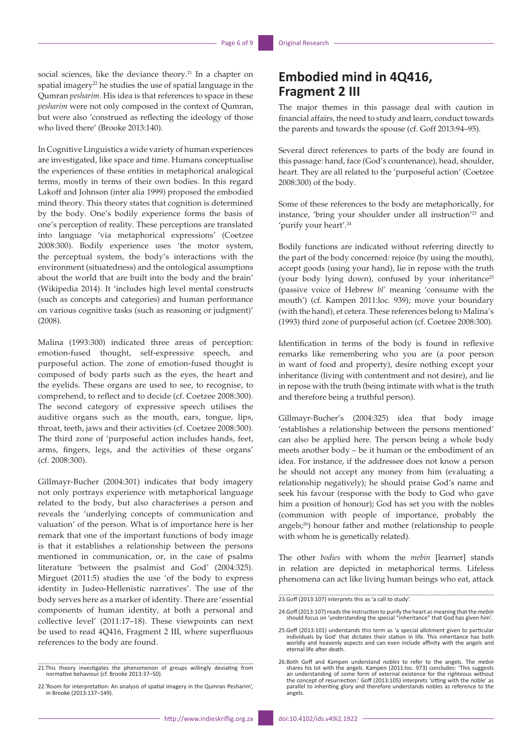social sciences, like the deviance theory.[21] In a chapter on spatial imagery[22] he studies the use of spatial language in the Qumran *pesharim*. His idea is that references to space in these *pesharim* were not only composed in the context of Qumran, but were also 'construed as reflecting the ideology of those who lived there' (Brooke 2013:140).

In Cognitive Linguistics a wide variety of human experiences are investigated, like space and time. Humans conceptualise the experiences of these entities in metaphorical analogical terms, mostly in terms of their own bodies. In this regard Lakoff and Johnson (inter alia 1999) proposed the embodied mind theory. This theory states that cognition is determined by the body. One's bodily experience forms the basis of one's perception of reality. These perceptions are translated into language 'via metaphorical expressions' (Coetzee 2008:300). Bodily experience uses 'the motor system, the perceptual system, the body's interactions with the environment (situatedness) and the ontological assumptions about the world that are built into the body and the brain' (Wikipedia 2014). It 'includes high level mental constructs (such as concepts and categories) and human performance on various cognitive tasks (such as reasoning or judgment)' (2008).

Malina (1993:300) indicated three areas of perception: emotion-fused thought, self-expressive speech, and purposeful action. The zone of emotion-fused thought is composed of body parts such as the eyes, the heart and the eyelids. These organs are used to see, to recognise, to comprehend, to reflect and to decide (cf. Coetzee 2008:300). The second category of expressive speech utilises the auditive organs such as the mouth, ears, tongue, lips, throat, teeth, jaws and their activities (cf. Coetzee 2008:300). The third zone of 'purposeful action includes hands, feet, arms, fingers, legs, and the activities of these organs' (cf. 2008:300).

Gillmayr-Bucher (2004:301) indicates that body imagery not only portrays experience with metaphorical language related to the body, but also characterises a person and reveals the 'underlying concepts of communication and valuation' of the person. What is of importance here is her remark that one of the important functions of body image is that it establishes a relationship between the persons mentioned in communication, or, in the case of psalms literature 'between the psalmist and God' (2004:325). Mirguet (2011:5) studies the use 'of the body to express identity in Judeo-Hellenistic narratives'. The use of the body serves here as a marker of identity. There are 'essential components of human identity, at both a personal and collective level' (2011:17–18). These viewpoints can next be used to read 4Q416, Fragment 2 III, where superfluous references to the body are found.

## Embodied mind in 4Q416, Fragment 2 III

The major themes in this passage deal with caution in financial affairs, the need to study and learn, conduct towards the parents and towards the spouse (cf. Goff 2013:94–95).

Several direct references to parts of the body are found in this passage: hand, face (God's countenance), head, shoulder, heart. They are all related to the 'purposeful action' (Coetzee 2008:300) of the body.

Some of these references to the body are metaphorically, for instance, 'bring your shoulder under all instruction'[23] and 'purify your heart'.[24]

Bodily functions are indicated without referring directly to the part of the body concerned: rejoice (by using the mouth), accept goods (using your hand), lie in repose with the truth (your body lying down), confused by your inheritance[25] (passive voice of Hebrew *bl'* meaning 'consume with the mouth') (cf. Kampen 2011:loc. 939); move your boundary (with the hand), et cetera. These references belong to Malina's (1993) third zone of purposeful action (cf. Coetzee 2008:300).

Identification in terms of the body is found in reflexive remarks like remembering who you are (a poor person in want of food and property), desire nothing except your inheritance (living with contentment and not desire), and lie in repose with the truth (being intimate with what is the truth and therefore being a truthful person).

Gillmayr-Bucher's (2004:325) idea that body image 'establishes a relationship between the persons mentioned' can also be applied here. The person being a whole body meets another body – be it human or the embodiment of an idea. For instance, if the addressee does not know a person he should not accept any money from him (evaluating a relationship negatively); he should praise God's name and seek his favour (response with the body to God who gave him a position of honour); God has set you with the nobles (communion with people of importance, probably the angels;[26]) honour father and mother (relationship to people with whom he is genetically related).

The other *bodies* with whom the *mebin* [learner] stands in relation are depicted in metaphorical terms. Lifeless phenomena can act like living human beings who eat, attack

---

21. This theory investigates the phenomenon of groups willingly deviating from normative behaviour (cf. Brooke 2013:37–50).

22. 'Room for interpretation: An analysis of spatial imagery in the Qumran Pesharim', in Brooke (2013:137–149).

23. Goff (2013:107) interprets this as 'a call to study'.

24. Goff (2013:107) reads the instruction to purify the heart as meaning that the *mebin* should focus on 'understanding the special "inheritance" that God has given him'.

25. Goff (2013:101) understands this term as 'a special allotment given to particular individuals by God' that dictates their station in life. This inheritance has both worldly and heavenly aspects and can even include affinity with the angels and eternal life after death.

26. Both Goff and Kampen understand *nobles* to refer to the angels. The *mebin* shares his lot with the angels. Kampen (2011:loc. 973) concludes: 'This suggests an understanding of some form of external existence for the righteous without the concept of resurrection.' Goff (2013:105) interprets 'sitting with the noble' as parallel to inheriting glory and therefore understands nobles as reference to the angels.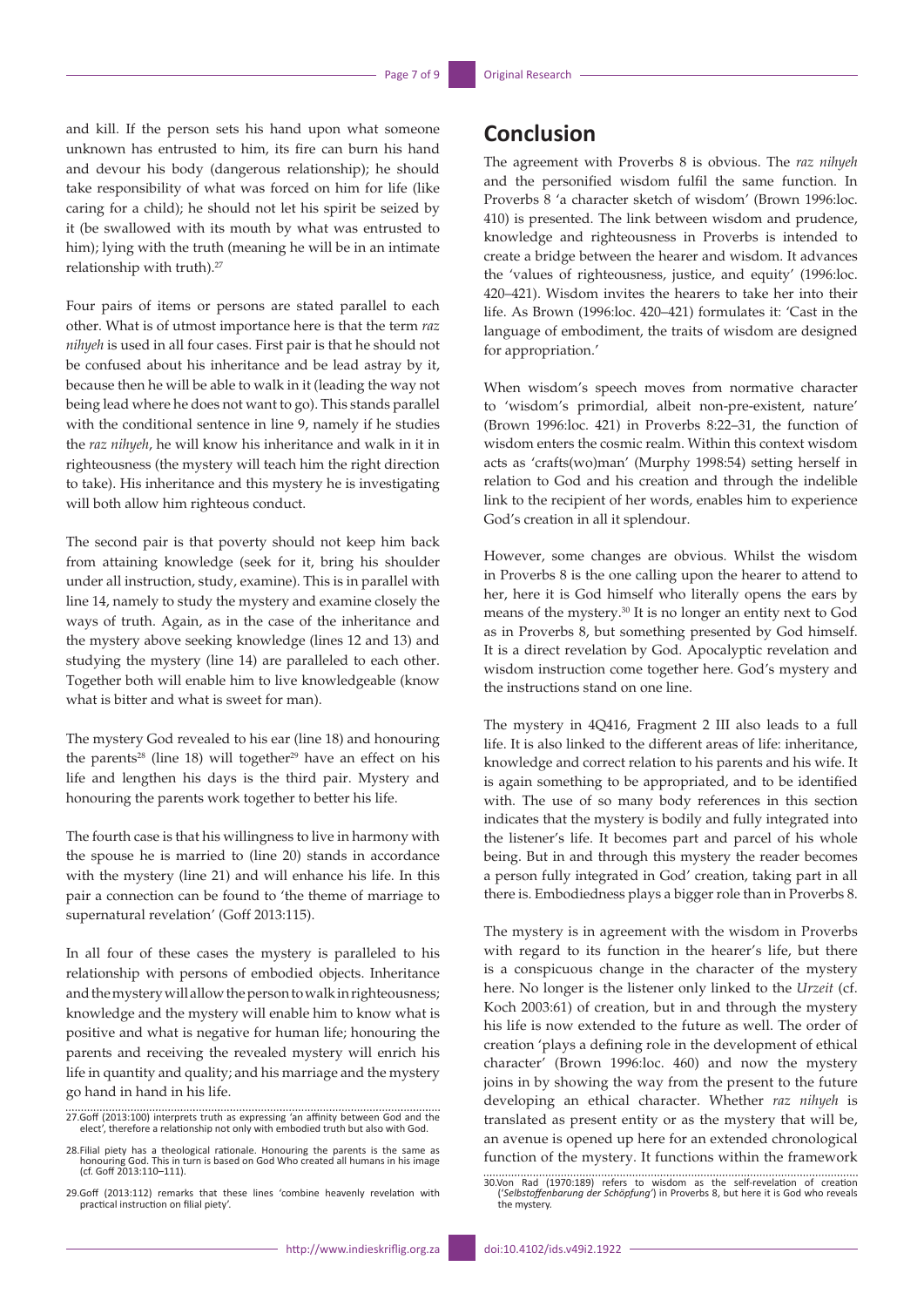and kill. If the person sets his hand upon what someone unknown has entrusted to him, its fire can burn his hand and devour his body (dangerous relationship); he should take responsibility of what was forced on him for life (like caring for a child); he should not let his spirit be seized by it (be swallowed with its mouth by what was entrusted to him); lying with the truth (meaning he will be in an intimate relationship with truth).[27]

Four pairs of items or persons are stated parallel to each other. What is of utmost importance here is that the term *raz nihyeh* is used in all four cases. First pair is that he should not be confused about his inheritance and be lead astray by it, because then he will be able to walk in it (leading the way not being lead where he does not want to go). This stands parallel with the conditional sentence in line 9, namely if he studies the *raz nihyeh*, he will know his inheritance and walk in it in righteousness (the mystery will teach him the right direction to take). His inheritance and this mystery he is investigating will both allow him righteous conduct.

The second pair is that poverty should not keep him back from attaining knowledge (seek for it, bring his shoulder under all instruction, study, examine). This is in parallel with line 14, namely to study the mystery and examine closely the ways of truth. Again, as in the case of the inheritance and the mystery above seeking knowledge (lines 12 and 13) and studying the mystery (line 14) are paralleled to each other. Together both will enable him to live knowledgeable (know what is bitter and what is sweet for man).

The mystery God revealed to his ear (line 18) and honouring the parents[28] (line 18) will together[29] have an effect on his life and lengthen his days is the third pair. Mystery and honouring the parents work together to better his life.

The fourth case is that his willingness to live in harmony with the spouse he is married to (line 20) stands in accordance with the mystery (line 21) and will enhance his life. In this pair a connection can be found to 'the theme of marriage to supernatural revelation' (Goff 2013:115).

In all four of these cases the mystery is paralleled to his relationship with persons of embodied objects. Inheritance and the mystery will allow the person to walk in righteousness; knowledge and the mystery will enable him to know what is positive and what is negative for human life; honouring the parents and receiving the revealed mystery will enrich his life in quantity and quality; and his marriage and the mystery go hand in hand in his life.

27.Goff (2013:100) interprets truth as expressing 'an affinity between God and the elect', therefore a relationship not only with embodied truth but also with God.

28.Filial piety has a theological rationale. Honouring the parents is the same as honouring God. This in turn is based on God Who created all humans in his image (cf. Goff 2013:110–111).

29.Goff (2013:112) remarks that these lines 'combine heavenly revelation with practical instruction on filial piety'.

## Conclusion

The agreement with Proverbs 8 is obvious. The *raz nihyeh* and the personified wisdom fulfil the same function. In Proverbs 8 'a character sketch of wisdom' (Brown 1996:loc. 410) is presented. The link between wisdom and prudence, knowledge and righteousness in Proverbs is intended to create a bridge between the hearer and wisdom. It advances the 'values of righteousness, justice, and equity' (1996:loc. 420–421). Wisdom invites the hearers to take her into their life. As Brown (1996:loc. 420–421) formulates it: 'Cast in the language of embodiment, the traits of wisdom are designed for appropriation.'

When wisdom's speech moves from normative character to 'wisdom's primordial, albeit non-pre-existent, nature' (Brown 1996:loc. 421) in Proverbs 8:22–31, the function of wisdom enters the cosmic realm. Within this context wisdom acts as 'crafts(wo)man' (Murphy 1998:54) setting herself in relation to God and his creation and through the indelible link to the recipient of her words, enables him to experience God's creation in all it splendour.

However, some changes are obvious. Whilst the wisdom in Proverbs 8 is the one calling upon the hearer to attend to her, here it is God himself who literally opens the ears by means of the mystery.[30] It is no longer an entity next to God as in Proverbs 8, but something presented by God himself. It is a direct revelation by God. Apocalyptic revelation and wisdom instruction come together here. God's mystery and the instructions stand on one line.

The mystery in 4Q416, Fragment 2 III also leads to a full life. It is also linked to the different areas of life: inheritance, knowledge and correct relation to his parents and his wife. It is again something to be appropriated, and to be identified with. The use of so many body references in this section indicates that the mystery is bodily and fully integrated into the listener's life. It becomes part and parcel of his whole being. But in and through this mystery the reader becomes a person fully integrated in God' creation, taking part in all there is. Embodiedness plays a bigger role than in Proverbs 8.

The mystery is in agreement with the wisdom in Proverbs with regard to its function in the hearer's life, but there is a conspicuous change in the character of the mystery here. No longer is the listener only linked to the *Urzeit* (cf. Koch 2003:61) of creation, but in and through the mystery his life is now extended to the future as well. The order of creation 'plays a defining role in the development of ethical character' (Brown 1996:loc. 460) and now the mystery joins in by showing the way from the present to the future developing an ethical character. Whether *raz nihyeh* is translated as present entity or as the mystery that will be, an avenue is opened up here for an extended chronological function of the mystery. It functions within the framework

30.Von Rad (1970:189) refers to wisdom as the self-revelation of creation ('*Selbstoffenbarung der Schöpfung*') in Proverbs 8, but here it is God who reveals the mystery.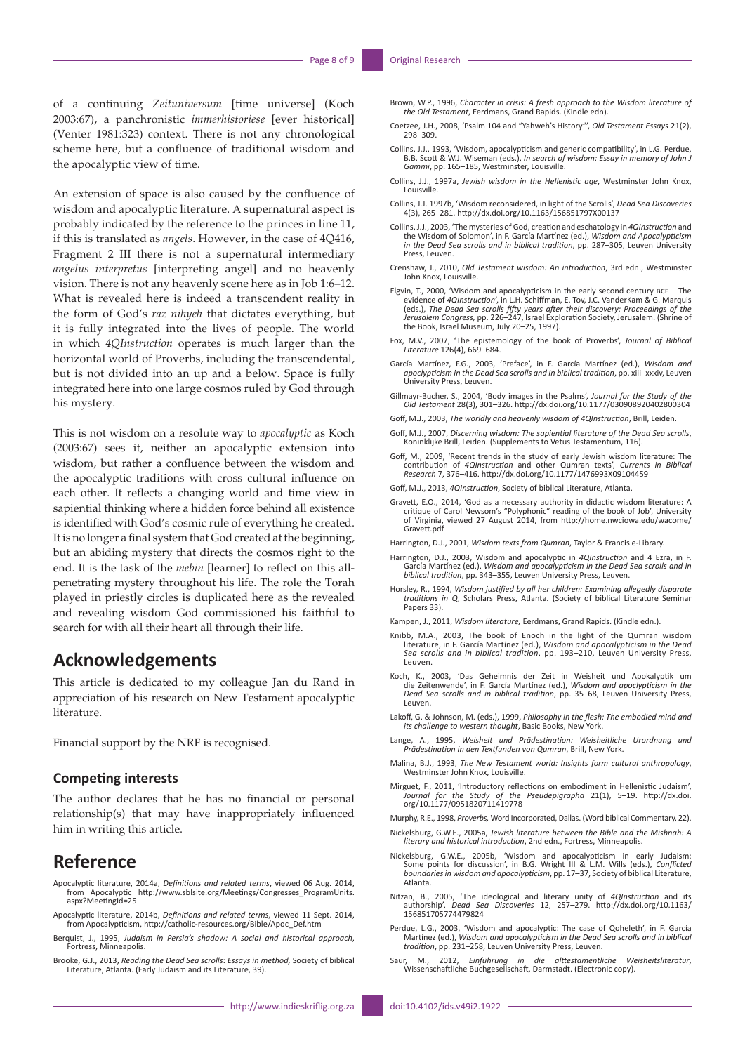of a continuing *Zeituniversum* [time universe] (Koch 2003:67), a panchronistic *immerhistoriese* [ever historical] (Venter 1981:323) context. There is not any chronological scheme here, but a confluence of traditional wisdom and the apocalyptic view of time.

An extension of space is also caused by the confluence of wisdom and apocalyptic literature. A supernatural aspect is probably indicated by the reference to the princes in line 11, if this is translated as *angels*. However, in the case of 4Q416, Fragment 2 III there is not a supernatural intermediary *angelus interpretus* [interpreting angel] and no heavenly vision. There is not any heavenly scene here as in Job 1:6–12. What is revealed here is indeed a transcendent reality in the form of God's *raz nihyeh* that dictates everything, but it is fully integrated into the lives of people. The world in which *4QInstruction* operates is much larger than the horizontal world of Proverbs, including the transcendental, but is not divided into an up and a below. Space is fully integrated here into one large cosmos ruled by God through his mystery.

This is not wisdom on a resolute way to *apocalyptic* as Koch (2003:67) sees it, neither an apocalyptic extension into wisdom, but rather a confluence between the wisdom and the apocalyptic traditions with cross cultural influence on each other. It reflects a changing world and time view in sapiential thinking where a hidden force behind all existence is identified with God's cosmic rule of everything he created. It is no longer a final system that God created at the beginning, but an abiding mystery that directs the cosmos right to the end. It is the task of the *mebin* [learner] to reflect on this all-penetrating mystery throughout his life. The role the Torah played in priestly circles is duplicated here as the revealed and revealing wisdom God commissioned his faithful to search for with all their heart all through their life.

# Acknowledgements

This article is dedicated to my colleague Jan du Rand in appreciation of his research on New Testament apocalyptic literature.

Financial support by the NRF is recognised.

### Competing interests

The author declares that he has no financial or personal relationship(s) that may have inappropriately influenced him in writing this article.

# Reference

Apocalyptic literature, 2014a, *Definitions and related terms*, viewed 06 Aug. 2014, from Apocalyptic http://www.sblsite.org/Meetings/Congresses_ProgramUnits.aspx?MeetingId=25

Apocalyptic literature, 2014b, *Definitions and related terms*, viewed 11 Sept. 2014, from Apocalypticism, http://catholic-resources.org/Bible/Apoc_Def.htm

Berquist, J., 1995, *Judaism in Persia's shadow: A social and historical approach*, Fortress, Minneapolis.

Brooke, G.J., 2013, *Reading the Dead Sea scrolls*: *Essays in method,* Society of biblical Literature, Atlanta. (Early Judaism and its Literature, 39).

Brown, W.P., 1996, *Character in crisis: A fresh approach to the Wisdom literature of the Old Testament*, Eerdmans, Grand Rapids. (Kindle edn).

Coetzee, J.H., 2008, 'Psalm 104 and "Yahweh's History"', *Old Testament Essays* 21(2), 298–309.

Collins, J.J., 1993, 'Wisdom, apocalypticism and generic compatibility', in L.G. Perdue, B.B. Scott & W.J. Wiseman (eds.), *In search of wisdom: Essay in memory of John J Gammi*, pp. 165–185, Westminster, Louisville.

Collins, J.J., 1997a, *Jewish wisdom in the Hellenistic age*, Westminster John Knox, Louisville.

Collins, J.J. 1997b, 'Wisdom reconsidered, in light of the Scrolls', *Dead Sea Discoveries* 4(3), 265–281. http://dx.doi.org/10.1163/156851797X00137

Collins, J.J., 2003, 'The mysteries of God, creation and eschatology in *4QInstruction* and the Wisdom of Solomon', in F. García Martínez (ed.), *Wisdom and Apocalypticism in the Dead Sea scrolls and in biblical tradition*, pp. 287–305, Leuven University Press, Leuven.

Crenshaw, J., 2010, *Old Testament wisdom: An introduction*, 3rd edn., Westminster John Knox, Louisville.

Elgvin, T., 2000, 'Wisdom and apocalypticism in the early second century BCE – The evidence of *4QInstruction*', in L.H. Schiffman, E. Tov, J.C. VanderKam & G. Marquis (eds.), *The Dead Sea scrolls fifty years after their discovery: Proceedings of the Jerusalem Congress,* pp. 226–247, Israel Exploration Society, Jerusalem. (Shrine of the Book, Israel Museum, July 20–25, 1997).

Fox, M.V., 2007, 'The epistemology of the book of Proverbs', *Journal of Biblical Literature* 126(4), 669–684.

García Martínez, F.G., 2003, 'Preface', in F. García Martínez (ed.), *Wisdom and apoclypticism in the Dead Sea scrolls and in biblical tradition*, pp. xiii–xxxiv, Leuven University Press, Leuven.

Gillmayr-Bucher, S., 2004, 'Body images in the Psalms', *Journal for the Study of the Old Testament* 28(3), 301–326. http://dx.doi.org/10.1177/030908920402800304

Goff, M.J., 2003, *The worldly and heavenly wisdom of 4QInstruction*, Brill, Leiden.

Goff, M.J., 2007, *Discerning wisdom: The sapiential literature of the Dead Sea scrolls*, Koninklijke Brill, Leiden. (Supplements to Vetus Testamentum, 116).

Goff, M., 2009, 'Recent trends in the study of early Jewish wisdom literature: The contribution of *4QInstruction* and other Qumran texts', *Currents in Biblical Research* 7, 376–416. http://dx.doi.org/10.1177/1476993X09104459

Goff, M.J., 2013, *4QInstruction*, Society of biblical Literature, Atlanta.

Gravett, E.O., 2014, 'God as a necessary authority in didactic wisdom literature: A critique of Carol Newsom's "Polyphonic" reading of the book of Job', University of Virginia, viewed 27 August 2014, from http://home.nwciowa.edu/wacome/Gravett.pdf

Harrington, D.J., 2001, *Wisdom texts from Qumran*, Taylor & Francis e-Library.

Harrington, D.J., 2003, Wisdom and apocalyptic in *4QInstruction* and 4 Ezra, in F. García Martínez (ed.), *Wisdom and apocalypticism in the Dead Sea scrolls and in biblical tradition*, pp. 343–355, Leuven University Press, Leuven.

Horsley, R., 1994, *Wisdom justified by all her children: Examining allegedly disparate traditions in Q*, Scholars Press, Atlanta. (Society of biblical Literature Seminar Papers 33).

Kampen, J., 2011, *Wisdom literature,* Eerdmans, Grand Rapids. (Kindle edn.).

Knibb, M.A., 2003, The book of Enoch in the light of the Qumran wisdom literature, in F. García Martínez (ed.), *Wisdom and apocalypticism in the Dead Sea scrolls and in biblical tradition*, pp. 193–210, Leuven University Press, Leuven.

Koch, K., 2003, 'Das Geheimnis der Zeit in Weisheit und Apokalyptik um die Zeitenwende', in F. García Martínez (ed.), *Wisdom and apoclypticism in the Dead Sea scrolls and in biblical tradition*, pp. 35–68, Leuven University Press, Leuven.

Lakoff, G. & Johnson, M. (eds.), 1999, *Philosophy in the flesh: The embodied mind and its challenge to western thought*, Basic Books, New York.

Lange, A., 1995, *Weisheit und Prädestination: Weisheitliche Urordnung und Prädestination in den Textfunden von Qumran*, Brill, New York.

Malina, B.J., 1993, *The New Testament world: Insights form cultural anthropology*, Westminster John Knox, Louisville.

Mirguet, F., 2011, 'Introductory reflections on embodiment in Hellenistic Judaism', *Journal for the Study of the Pseudepigrapha* 21(1), 5–19. http://dx.doi.org/10.1177/0951820711419778

Murphy, R.E., 1998, *Proverbs,* Word Incorporated, Dallas. (Word biblical Commentary, 22).

Nickelsburg, G.W.E., 2005a, *Jewish literature between the Bible and the Mishnah: A literary and historical introduction*, 2nd edn., Fortress, Minneapolis.

Nickelsburg, G.W.E., 2005b, 'Wisdom and apocalypticism in early Judaism: Some points for discussion', in B.G. Wright III & L.M. Wills (eds.), *Conflicted boundaries in wisdom and apocalypticism*, pp. 17–37, Society of biblical Literature, Atlanta.

Nitzan, B., 2005, 'The ideological and literary unity of *4QInstruction* and its authorship', *Dead Sea Discoveries* 12, 257–279. http://dx.doi.org/10.1163/156851705774479824

Perdue, L.G., 2003, 'Wisdom and apocalyptic: The case of Qoheleth', in F. García Martínez (ed.), *Wisdom and apocalypticism in the Dead Sea scrolls and in biblical tradition*, pp. 231–258, Leuven University Press, Leuven.

Saur, M., 2012, *Einführung in die alttestamentliche Weisheitsliteratur*, Wissenschaftliche Buchgesellschaft, Darmstadt. (Electronic copy).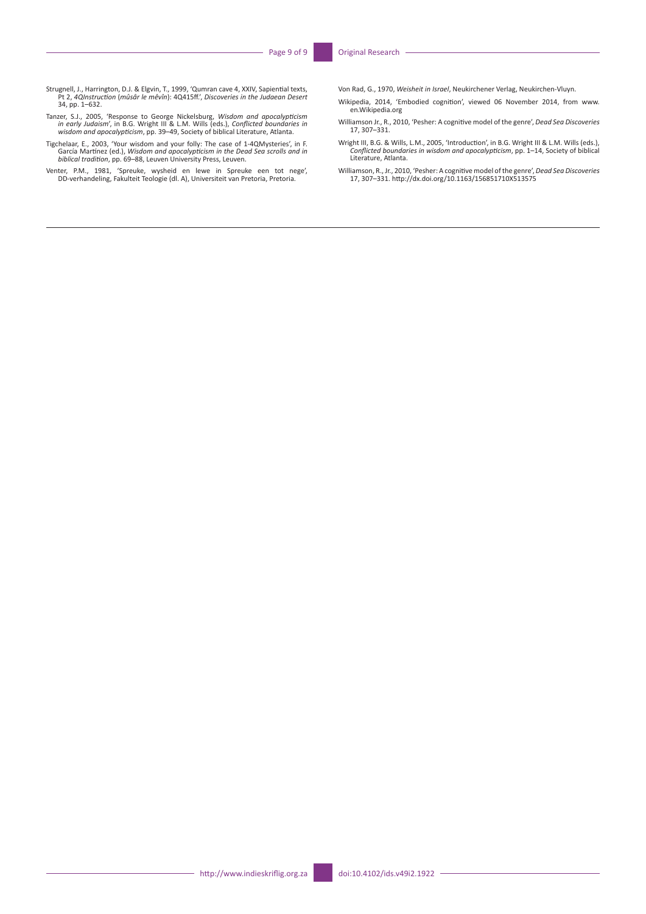Strugnell, J., Harrington, D.J. & Elgvin, T., 1999, 'Qumran cave 4, XXIV, Sapiential texts, Pt 2, *4QInstruction* (*mûsâr le mêvîn*): 4Q415ff.', *Discoveries in the Judaean Desert* 34, pp. 1–632.

Tanzer, S.J., 2005, 'Response to George Nickelsburg, *Wisdom and apocalypticism in early Judaism*', in B.G. Wright III & L.M. Wills (eds.), *Conflicted boundaries in wisdom and apocalypticism*, pp. 39–49, Society of biblical Literature, Atlanta.

Tigchelaar, E., 2003, 'Your wisdom and your folly: The case of 1-4QMysteries', in F. García Martínez (ed.), *Wisdom and apocalypticism in the Dead Sea scrolls and in biblical tradition*, pp. 69–88, Leuven University Press, Leuven.

Venter, P.M., 1981, 'Spreuke, wysheid en lewe in Spreuke een tot nege', DD-verhandeling, Fakulteit Teologie (dl. A), Universiteit van Pretoria, Pretoria.

Von Rad, G., 1970, *Weisheit in Israel*, Neukirchener Verlag, Neukirchen-Vluyn.

Wikipedia, 2014, 'Embodied cognition', viewed 06 November 2014, from www.en.Wikipedia.org

Williamson Jr., R., 2010, 'Pesher: A cognitive model of the genre', *Dead Sea Discoveries* 17, 307–331.

Wright III, B.G. & Wills, L.M., 2005, 'Introduction', in B.G. Wright III & L.M. Wills (eds.), *Conflicted boundaries in wisdom and apocalypticism*, pp. 1–14, Society of biblical Literature, Atlanta.

Williamson, R., Jr., 2010, 'Pesher: A cognitive model of the genre', *Dead Sea Discoveries* 17, 307–331. http://dx.doi.org/10.1163/156851710X513575